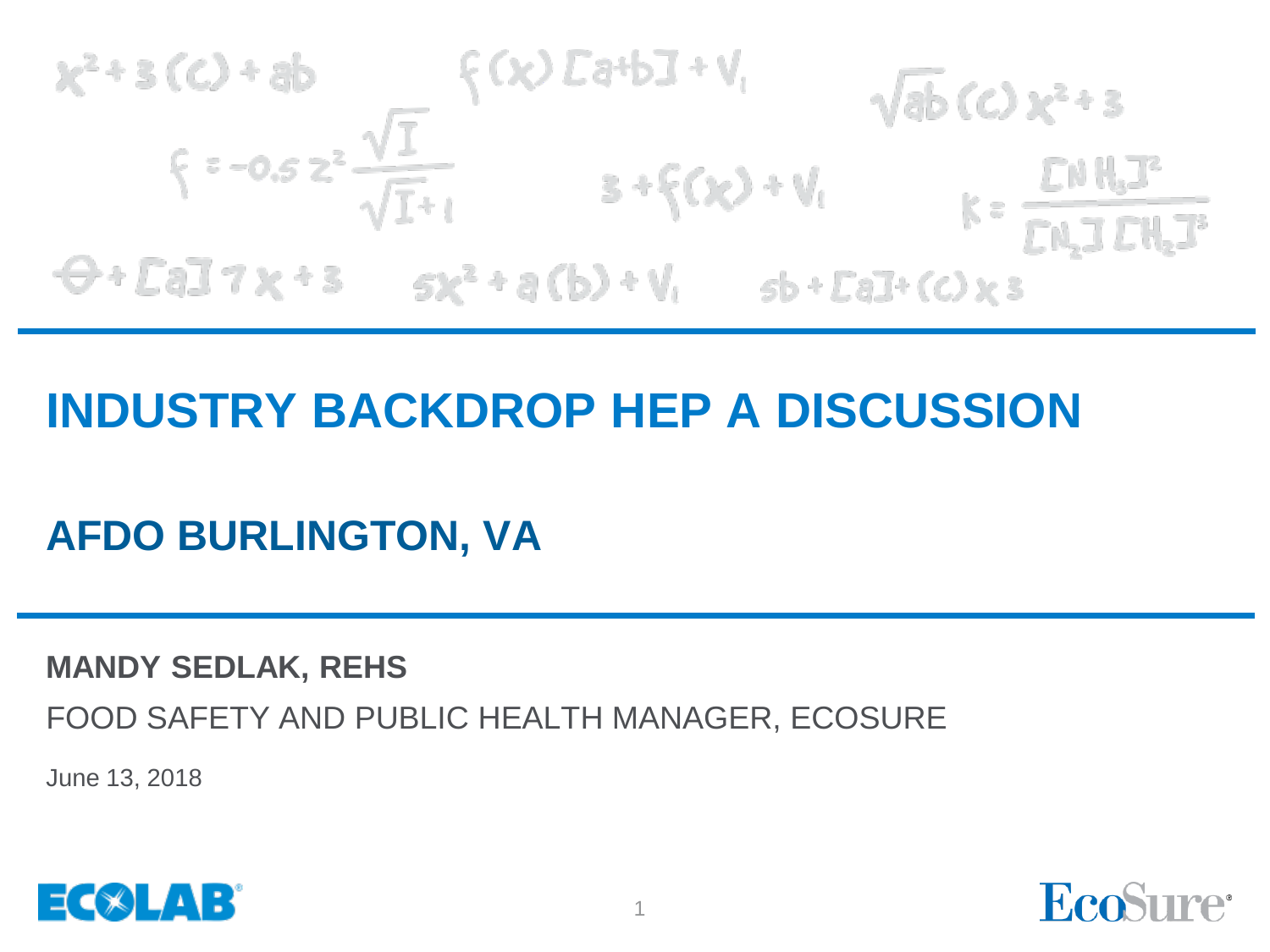# INDUSTRY BACKDROP HEP A DISCUSSION

## AFDO BURLINGTON, VA

**MANDY SEDLAK, REHS**

FOOD SAFETY AND PUBLIC HEALTH MANAGER, ECOSURE

June 13, 2018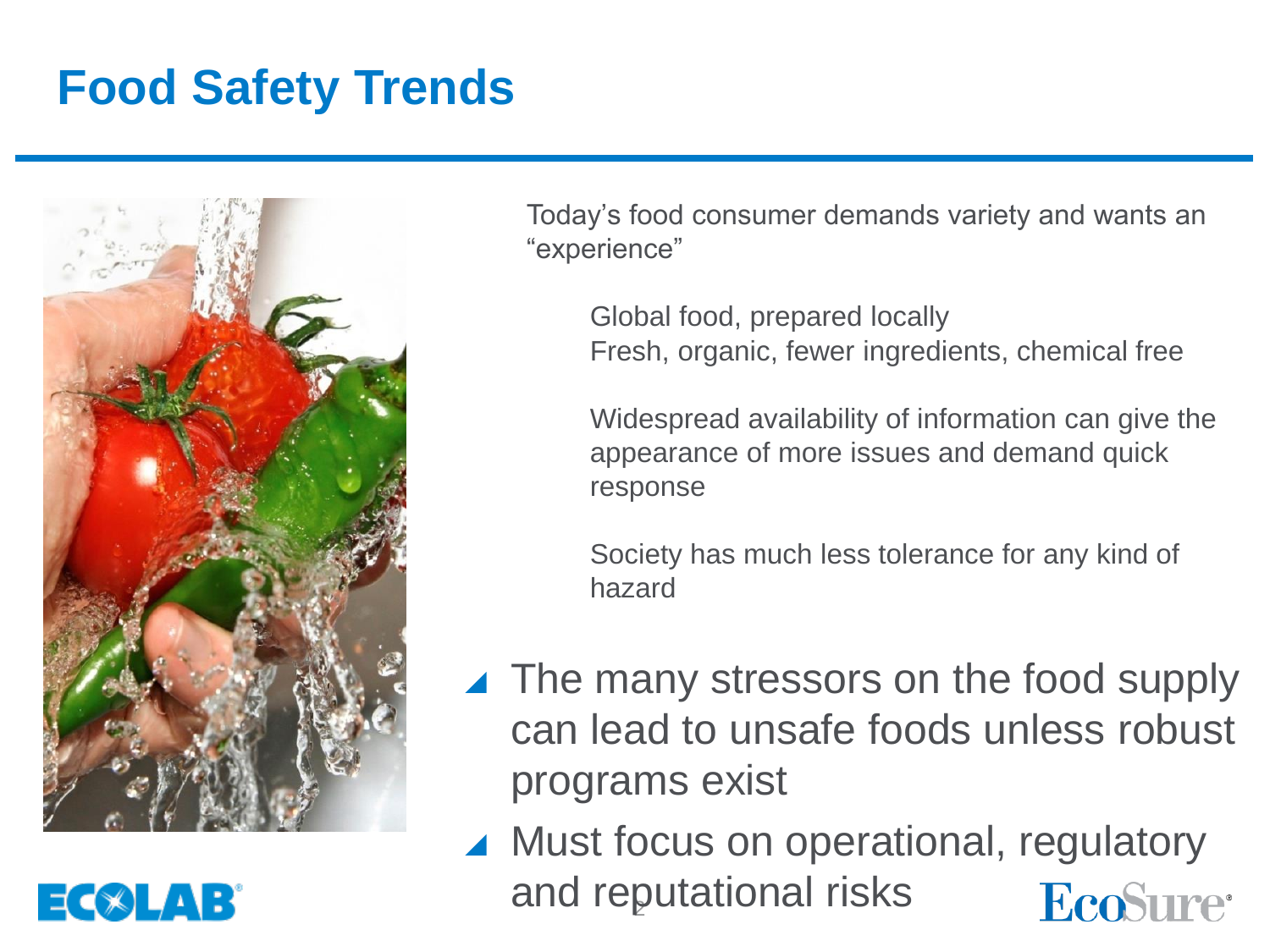# Food Safety Trends

Today's food consumer demands variety and wants an "experience"

- Global food, prepared locally
- Fresh, organic, fewer ingredients, chemical free
- Widespread availability of information can give the appearance of more issues and demand quick response
- Society has much less tolerance for any kind of hazard

- The many stressors on the food supply can lead to unsafe foods unless robust programs exist
- Must focus on operational, regulatory and reputational risks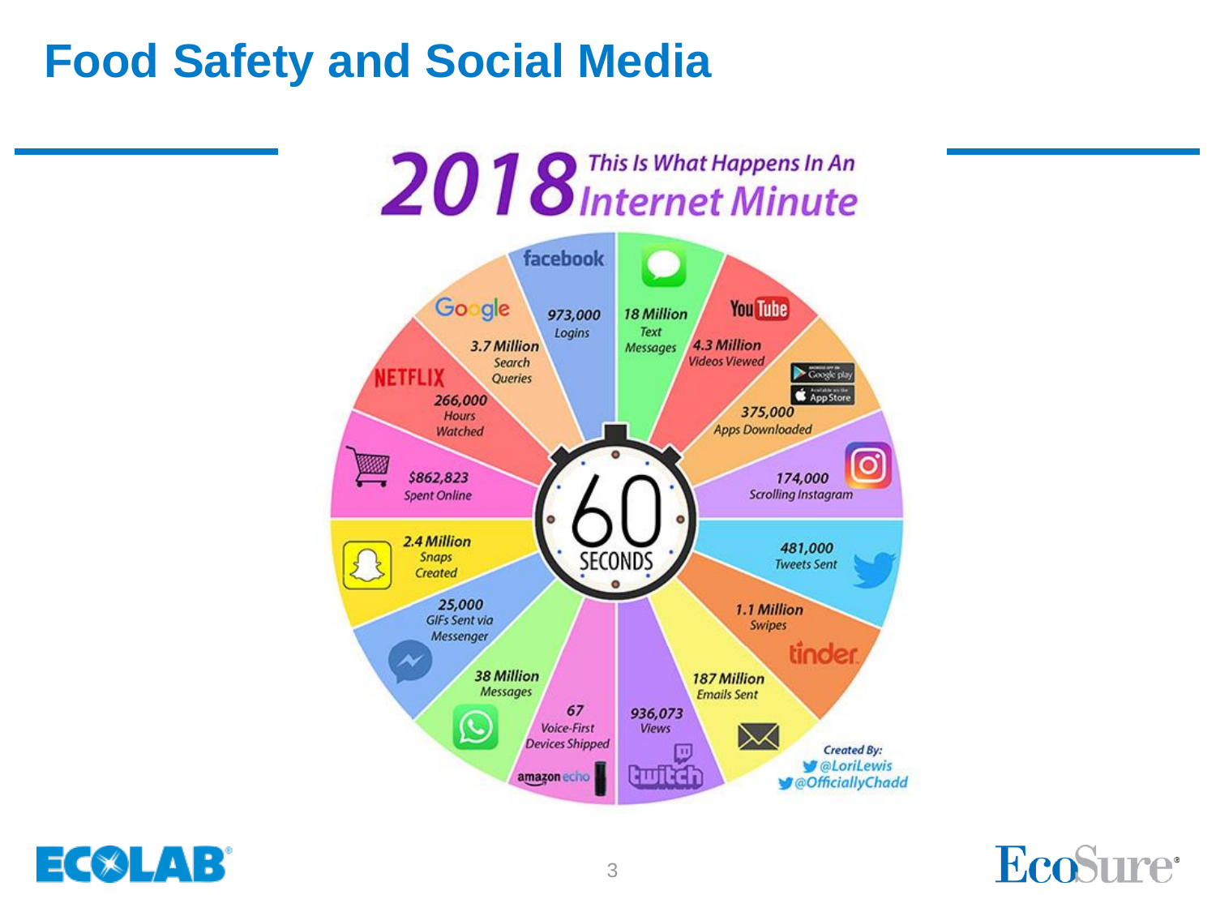# Food Safety and Social Media

## 2018 This Is What Happens In An Internet Minute

- facebook: 973,000 Logins
- 18 Million Text Messages
- YouTube: 4.3 Million Videos Viewed
- Google play / App Store: 375,000 Apps Downloaded
- Instagram: 174,000 Scrolling Instagram
- Twitter: 481,000 Tweets Sent
- tinder: 1.1 Million Swipes
- 187 Million Emails Sent
- twitch: 936,073 Views
- amazon echo: 67 Voice-First Devices Shipped
- WhatsApp: 38 Million Messages
- Messenger: 25,000 GIFs Sent via Messenger
- Snapchat: 2.4 Million Snaps Created
- $862,823 Spent Online
- NETFLIX: 266,000 Hours Watched
- Google: 3.7 Million Search Queries

60 SECONDS

Created By: @LoriLewis @OfficiallyChadd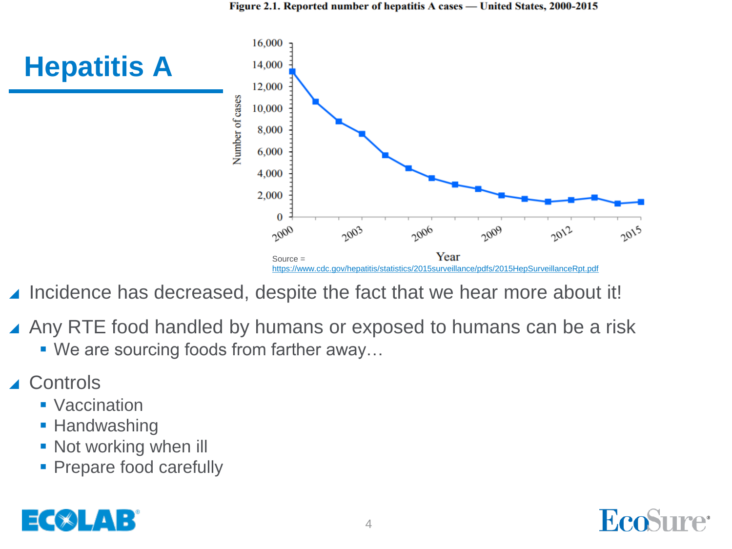# Hepatitis A

Figure 2.1. Reported number of hepatitis A cases — United States, 2000-2015

Source = https://www.cdc.gov/hepatitis/statistics/2015surveillance/pdfs/2015HepSurveillanceRpt.pdf

- Incidence has decreased, despite the fact that we hear more about it!
- Any RTE food handled by humans or exposed to humans can be a risk
  - We are sourcing foods from farther away…
- Controls
  - Vaccination
  - Handwashing
  - Not working when ill
  - Prepare food carefully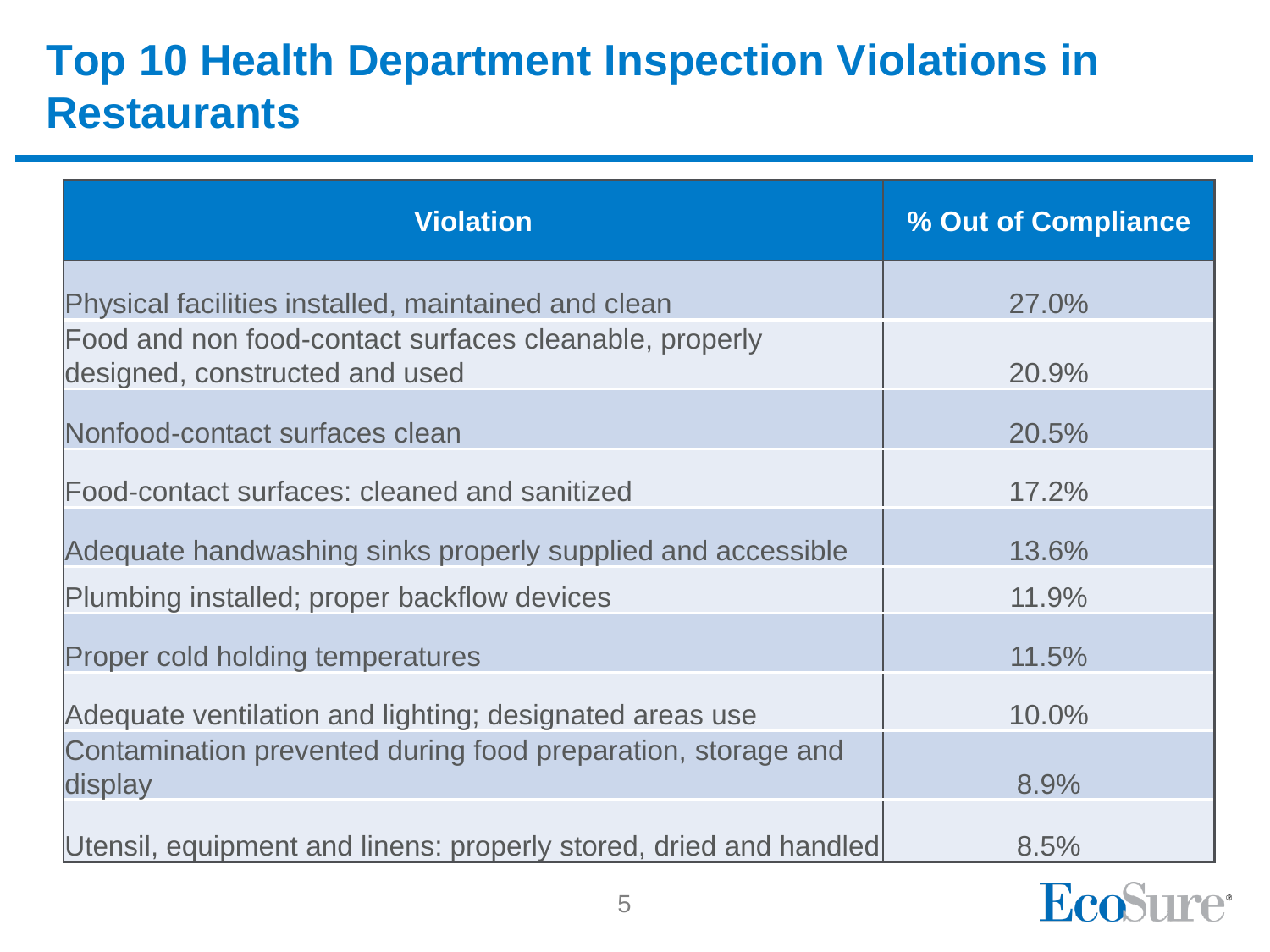# Top 10 Health Department Inspection Violations in Restaurants

| Violation | % Out of Compliance |
|---|---|
| Physical facilities installed, maintained and clean | 27.0% |
| Food and non food-contact surfaces cleanable, properly designed, constructed and used | 20.9% |
| Nonfood-contact surfaces clean | 20.5% |
| Food-contact surfaces: cleaned and sanitized | 17.2% |
| Adequate handwashing sinks properly supplied and accessible | 13.6% |
| Plumbing installed; proper backflow devices | 11.9% |
| Proper cold holding temperatures | 11.5% |
| Adequate ventilation and lighting; designated areas use | 10.0% |
| Contamination prevented during food preparation, storage and display | 8.9% |
| Utensil, equipment and linens: properly stored, dried and handled | 8.5% |

EcoSure®